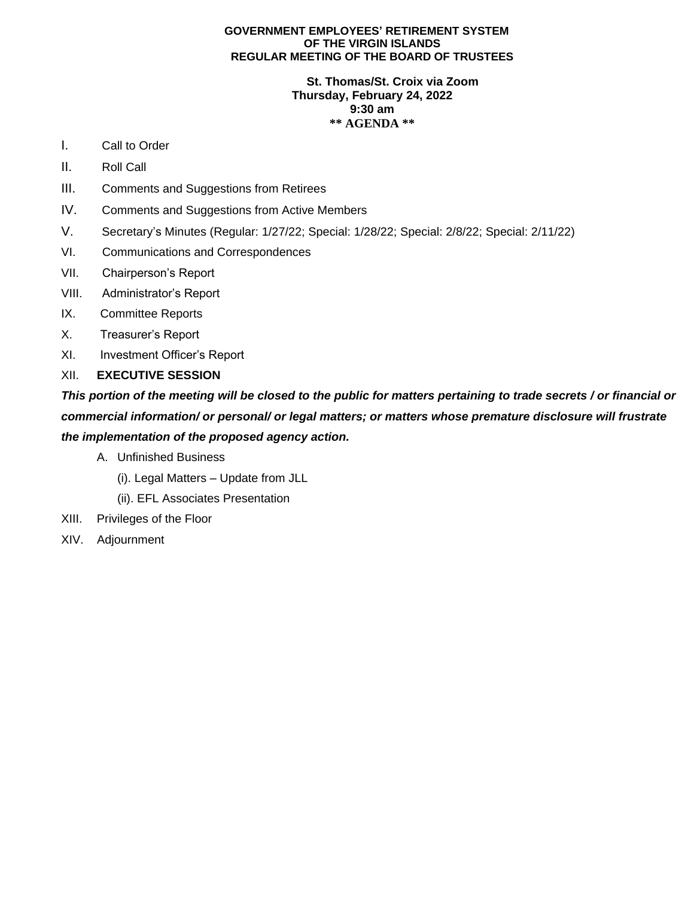**GOVERNMENT EMPLOYEES' RETIREMENT SYSTEM**
**OF THE VIRGIN ISLANDS**
**REGULAR MEETING OF THE BOARD OF TRUSTEES**

**St. Thomas/St. Croix via Zoom**
**Thursday, February 24, 2022**
**9:30 am**
**\*\* AGENDA \*\***

I. Call to Order

II. Roll Call

III. Comments and Suggestions from Retirees

IV. Comments and Suggestions from Active Members

V. Secretary's Minutes (Regular: 1/27/22; Special: 1/28/22; Special: 2/8/22; Special: 2/11/22)

VI. Communications and Correspondences

VII. Chairperson's Report

VIII. Administrator's Report

IX. Committee Reports

X. Treasurer's Report

XI. Investment Officer's Report

XII. **EXECUTIVE SESSION**

***This portion of the meeting will be closed to the public for matters pertaining to trade secrets / or financial or commercial information/ or personal/ or legal matters; or matters whose premature disclosure will frustrate the implementation of the proposed agency action.***

A. Unfinished Business

(i). Legal Matters – Update from JLL

(ii). EFL Associates Presentation

XIII. Privileges of the Floor

XIV. Adjournment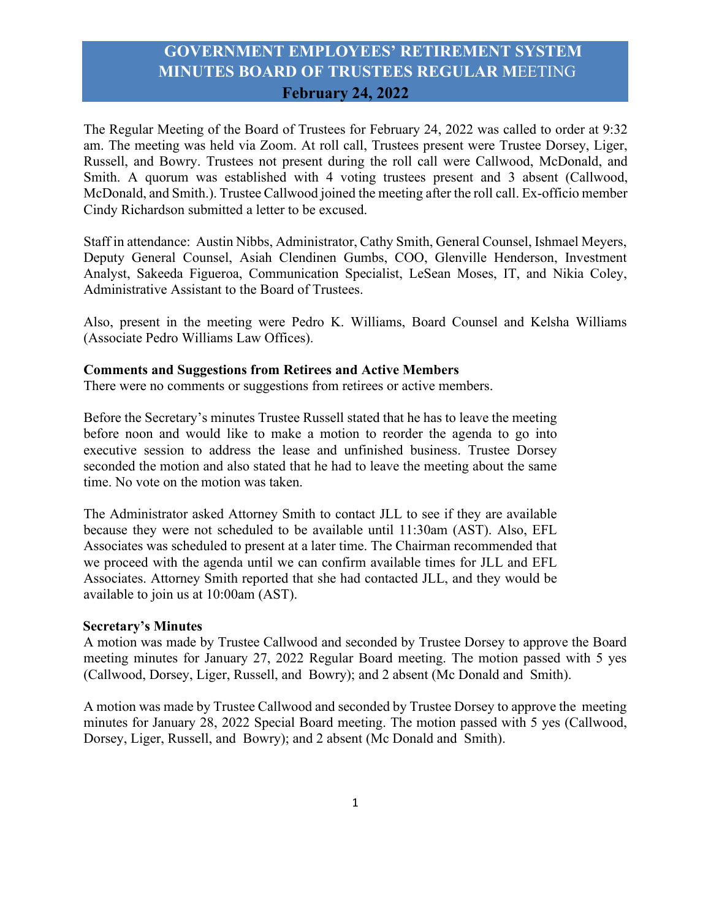# GOVERNMENT EMPLOYEES' RETIREMENT SYSTEM MINUTES BOARD OF TRUSTEES REGULAR MEETING

## February 24, 2022

The Regular Meeting of the Board of Trustees for February 24, 2022 was called to order at 9:32 am. The meeting was held via Zoom. At roll call, Trustees present were Trustee Dorsey, Liger, Russell, and Bowry. Trustees not present during the roll call were Callwood, McDonald, and Smith. A quorum was established with 4 voting trustees present and 3 absent (Callwood, McDonald, and Smith.). Trustee Callwood joined the meeting after the roll call. Ex-officio member Cindy Richardson submitted a letter to be excused.

Staff in attendance: Austin Nibbs, Administrator, Cathy Smith, General Counsel, Ishmael Meyers, Deputy General Counsel, Asiah Clendinen Gumbs, COO, Glenville Henderson, Investment Analyst, Sakeeda Figueroa, Communication Specialist, LeSean Moses, IT, and Nikia Coley, Administrative Assistant to the Board of Trustees.

Also, present in the meeting were Pedro K. Williams, Board Counsel and Kelsha Williams (Associate Pedro Williams Law Offices).

**Comments and Suggestions from Retirees and Active Members**

There were no comments or suggestions from retirees or active members.

Before the Secretary's minutes Trustee Russell stated that he has to leave the meeting before noon and would like to make a motion to reorder the agenda to go into executive session to address the lease and unfinished business. Trustee Dorsey seconded the motion and also stated that he had to leave the meeting about the same time. No vote on the motion was taken.

The Administrator asked Attorney Smith to contact JLL to see if they are available because they were not scheduled to be available until 11:30am (AST). Also, EFL Associates was scheduled to present at a later time. The Chairman recommended that we proceed with the agenda until we can confirm available times for JLL and EFL Associates. Attorney Smith reported that she had contacted JLL, and they would be available to join us at 10:00am (AST).

**Secretary's Minutes**

A motion was made by Trustee Callwood and seconded by Trustee Dorsey to approve the Board meeting minutes for January 27, 2022 Regular Board meeting. The motion passed with 5 yes (Callwood, Dorsey, Liger, Russell, and Bowry); and 2 absent (Mc Donald and Smith).

A motion was made by Trustee Callwood and seconded by Trustee Dorsey to approve the meeting minutes for January 28, 2022 Special Board meeting. The motion passed with 5 yes (Callwood, Dorsey, Liger, Russell, and Bowry); and 2 absent (Mc Donald and Smith).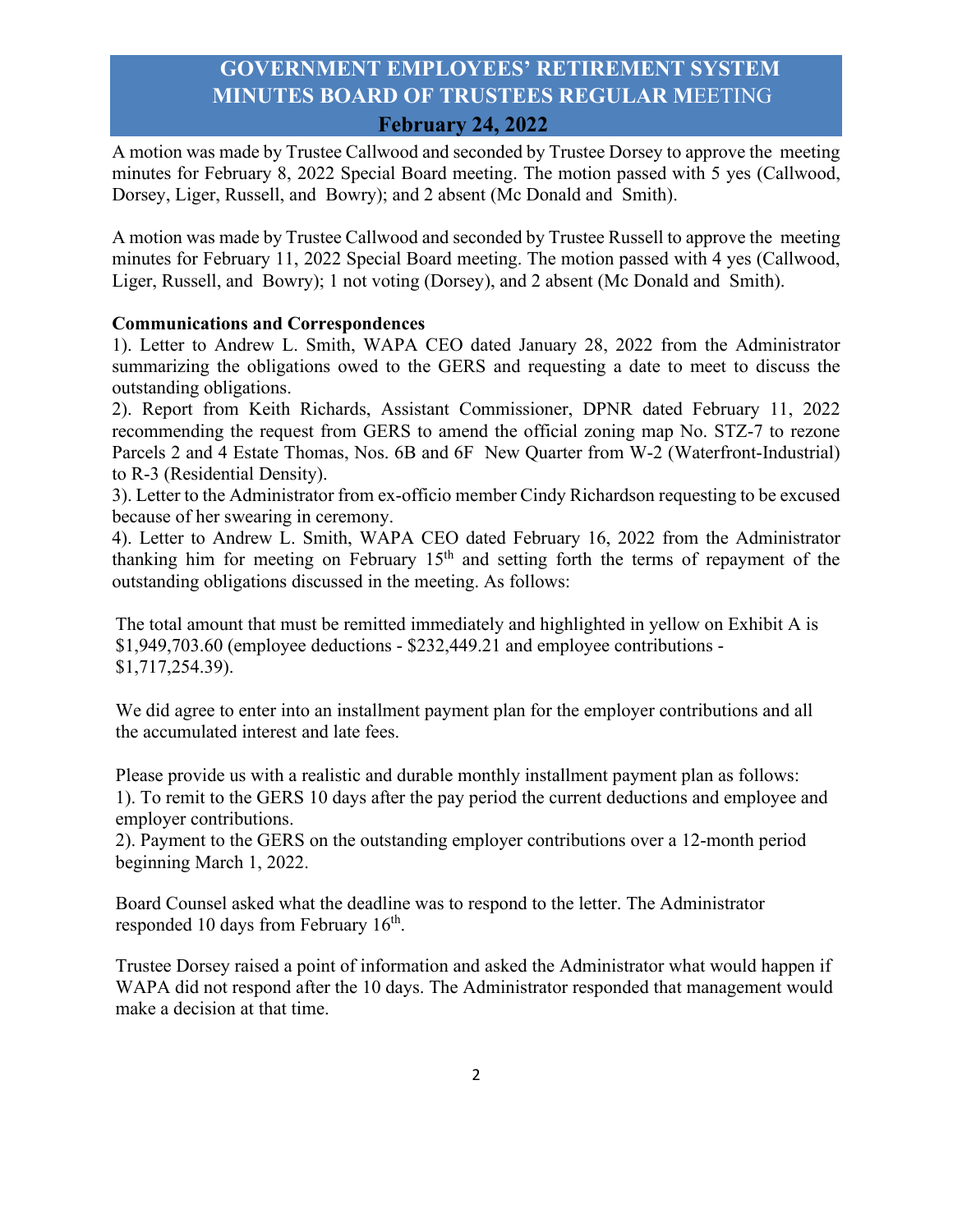# GOVERNMENT EMPLOYEES' RETIREMENT SYSTEM MINUTES BOARD OF TRUSTEES REGULAR MEETING

## February 24, 2022

A motion was made by Trustee Callwood and seconded by Trustee Dorsey to approve the meeting minutes for February 8, 2022 Special Board meeting. The motion passed with 5 yes (Callwood, Dorsey, Liger, Russell, and Bowry); and 2 absent (Mc Donald and Smith).

A motion was made by Trustee Callwood and seconded by Trustee Russell to approve the meeting minutes for February 11, 2022 Special Board meeting. The motion passed with 4 yes (Callwood, Liger, Russell, and Bowry); 1 not voting (Dorsey), and 2 absent (Mc Donald and Smith).

**Communications and Correspondences**

1). Letter to Andrew L. Smith, WAPA CEO dated January 28, 2022 from the Administrator summarizing the obligations owed to the GERS and requesting a date to meet to discuss the outstanding obligations.

2). Report from Keith Richards, Assistant Commissioner, DPNR dated February 11, 2022 recommending the request from GERS to amend the official zoning map No. STZ-7 to rezone Parcels 2 and 4 Estate Thomas, Nos. 6B and 6F New Quarter from W-2 (Waterfront-Industrial) to R-3 (Residential Density).

3). Letter to the Administrator from ex-officio member Cindy Richardson requesting to be excused because of her swearing in ceremony.

4). Letter to Andrew L. Smith, WAPA CEO dated February 16, 2022 from the Administrator thanking him for meeting on February 15th and setting forth the terms of repayment of the outstanding obligations discussed in the meeting. As follows:

The total amount that must be remitted immediately and highlighted in yellow on Exhibit A is $1,949,703.60 (employee deductions - $232,449.21 and employee contributions - $1,717,254.39).

We did agree to enter into an installment payment plan for the employer contributions and all the accumulated interest and late fees.

Please provide us with a realistic and durable monthly installment payment plan as follows:
1). To remit to the GERS 10 days after the pay period the current deductions and employee and employer contributions.
2). Payment to the GERS on the outstanding employer contributions over a 12-month period beginning March 1, 2022.

Board Counsel asked what the deadline was to respond to the letter. The Administrator responded 10 days from February 16th.

Trustee Dorsey raised a point of information and asked the Administrator what would happen if WAPA did not respond after the 10 days. The Administrator responded that management would make a decision at that time.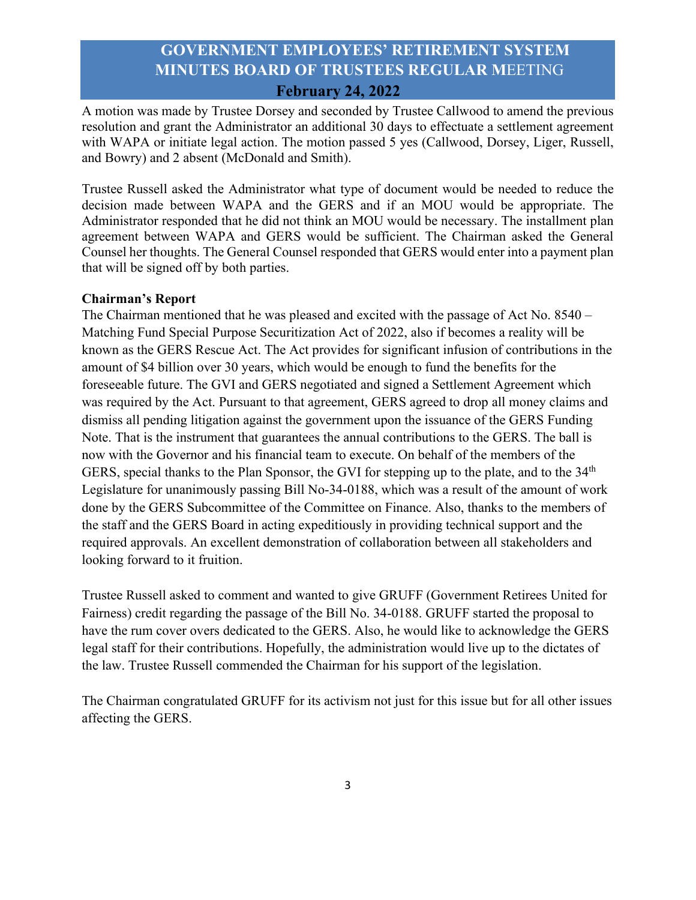A motion was made by Trustee Dorsey and seconded by Trustee Callwood to amend the previous resolution and grant the Administrator an additional 30 days to effectuate a settlement agreement with WAPA or initiate legal action. The motion passed 5 yes (Callwood, Dorsey, Liger, Russell, and Bowry) and 2 absent (McDonald and Smith).

Trustee Russell asked the Administrator what type of document would be needed to reduce the decision made between WAPA and the GERS and if an MOU would be appropriate. The Administrator responded that he did not think an MOU would be necessary. The installment plan agreement between WAPA and GERS would be sufficient. The Chairman asked the General Counsel her thoughts. The General Counsel responded that GERS would enter into a payment plan that will be signed off by both parties.

**Chairman's Report**

The Chairman mentioned that he was pleased and excited with the passage of Act No. 8540 – Matching Fund Special Purpose Securitization Act of 2022, also if becomes a reality will be known as the GERS Rescue Act. The Act provides for significant infusion of contributions in the amount of $4 billion over 30 years, which would be enough to fund the benefits for the foreseeable future. The GVI and GERS negotiated and signed a Settlement Agreement which was required by the Act. Pursuant to that agreement, GERS agreed to drop all money claims and dismiss all pending litigation against the government upon the issuance of the GERS Funding Note. That is the instrument that guarantees the annual contributions to the GERS. The ball is now with the Governor and his financial team to execute. On behalf of the members of the GERS, special thanks to the Plan Sponsor, the GVI for stepping up to the plate, and to the 34th Legislature for unanimously passing Bill No-34-0188, which was a result of the amount of work done by the GERS Subcommittee of the Committee on Finance. Also, thanks to the members of the staff and the GERS Board in acting expeditiously in providing technical support and the required approvals. An excellent demonstration of collaboration between all stakeholders and looking forward to it fruition.

Trustee Russell asked to comment and wanted to give GRUFF (Government Retirees United for Fairness) credit regarding the passage of the Bill No. 34-0188. GRUFF started the proposal to have the rum cover overs dedicated to the GERS. Also, he would like to acknowledge the GERS legal staff for their contributions. Hopefully, the administration would live up to the dictates of the law. Trustee Russell commended the Chairman for his support of the legislation.

The Chairman congratulated GRUFF for its activism not just for this issue but for all other issues affecting the GERS.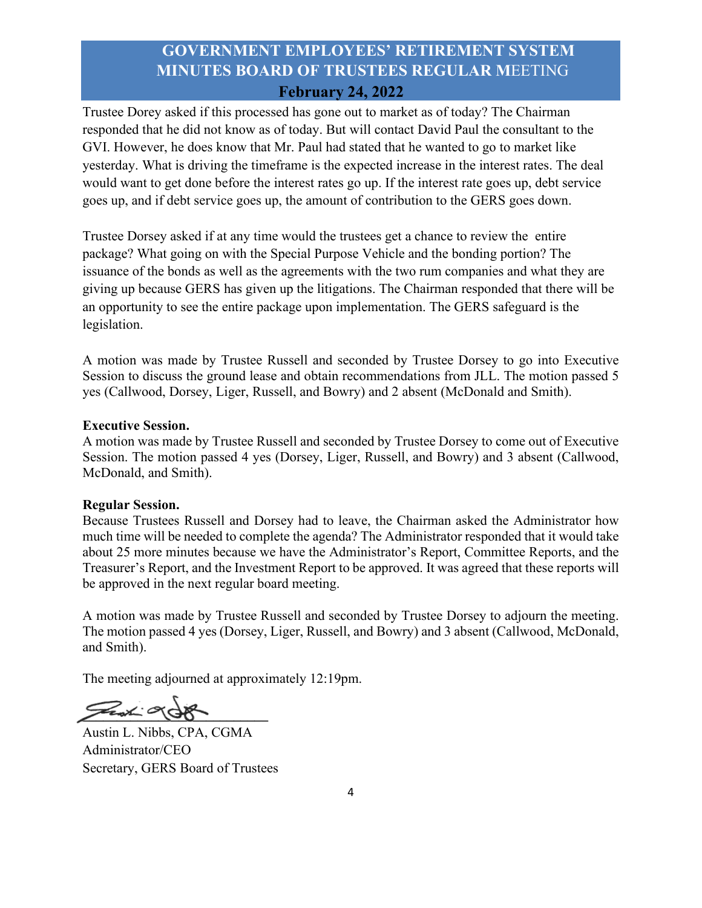Trustee Dorey asked if this processed has gone out to market as of today? The Chairman responded that he did not know as of today. But will contact David Paul the consultant to the GVI. However, he does know that Mr. Paul had stated that he wanted to go to market like yesterday. What is driving the timeframe is the expected increase in the interest rates. The deal would want to get done before the interest rates go up. If the interest rate goes up, debt service goes up, and if debt service goes up, the amount of contribution to the GERS goes down.

Trustee Dorsey asked if at any time would the trustees get a chance to review the entire package? What going on with the Special Purpose Vehicle and the bonding portion? The issuance of the bonds as well as the agreements with the two rum companies and what they are giving up because GERS has given up the litigations. The Chairman responded that there will be an opportunity to see the entire package upon implementation. The GERS safeguard is the legislation.

A motion was made by Trustee Russell and seconded by Trustee Dorsey to go into Executive Session to discuss the ground lease and obtain recommendations from JLL. The motion passed 5 yes (Callwood, Dorsey, Liger, Russell, and Bowry) and 2 absent (McDonald and Smith).

**Executive Session.**
A motion was made by Trustee Russell and seconded by Trustee Dorsey to come out of Executive Session. The motion passed 4 yes (Dorsey, Liger, Russell, and Bowry) and 3 absent (Callwood, McDonald, and Smith).

**Regular Session.**
Because Trustees Russell and Dorsey had to leave, the Chairman asked the Administrator how much time will be needed to complete the agenda? The Administrator responded that it would take about 25 more minutes because we have the Administrator's Report, Committee Reports, and the Treasurer's Report, and the Investment Report to be approved. It was agreed that these reports will be approved in the next regular board meeting.

A motion was made by Trustee Russell and seconded by Trustee Dorsey to adjourn the meeting. The motion passed 4 yes (Dorsey, Liger, Russell, and Bowry) and 3 absent (Callwood, McDonald, and Smith).

The meeting adjourned at approximately 12:19pm.

Austin L. Nibbs, CPA, CGMA
Administrator/CEO
Secretary, GERS Board of Trustees